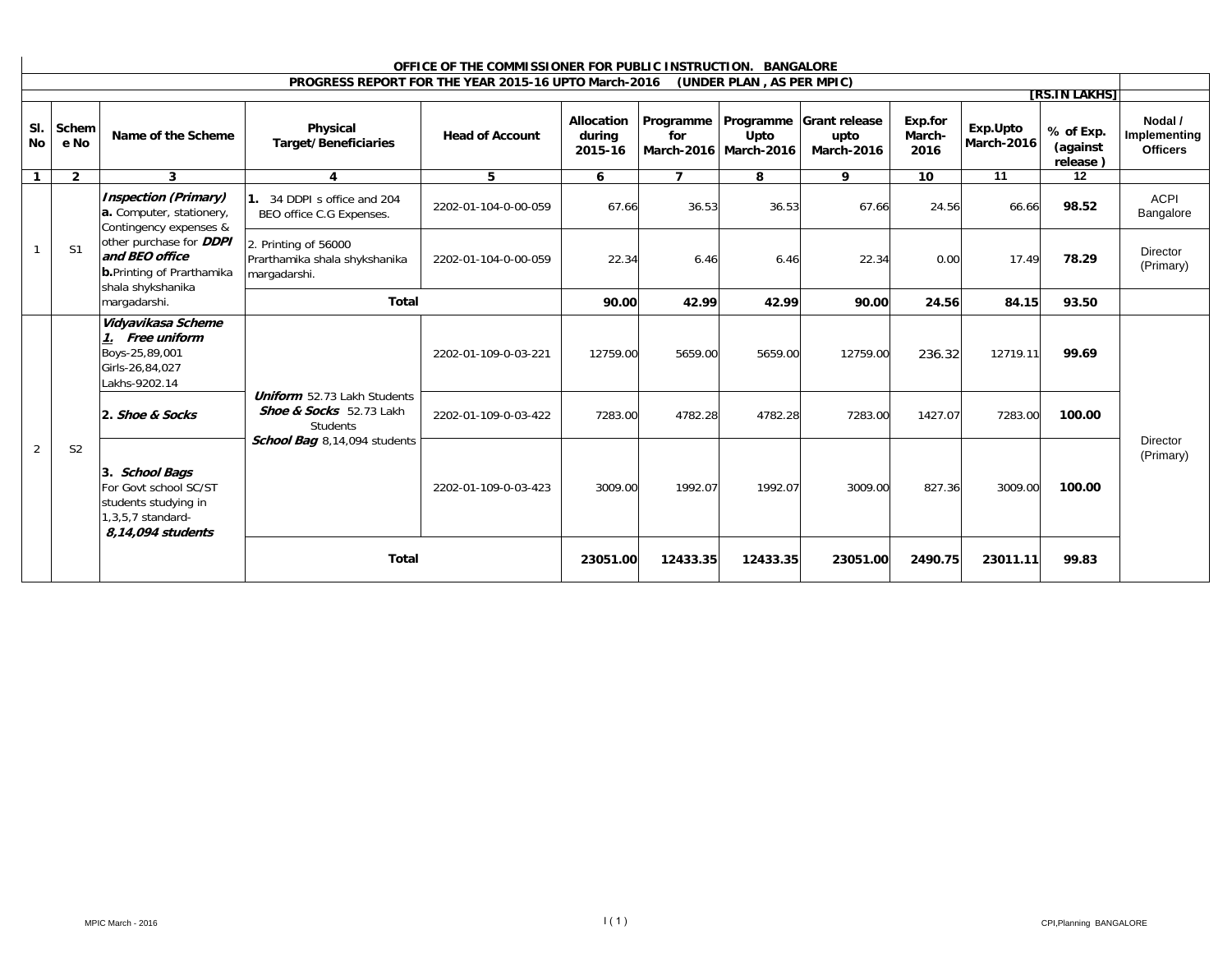**OFFICE OF THE COMMISSIONER FOR PUBLIC INSTRUCTION. BANGALORE**

**PROGRESS REPORT FOR THE YEAR 2015-16 UPTO March-2016 (UNDER PLAN , AS PER MPIC)**

**[RS.IN LAKHS]**

| Sl. No | Scheme No | Name of the Scheme | Physical Target/Beneficiaries | Head of Account | Allocation during 2015-16 | Programme for March-2016 | Programme Upto March-2016 | Grant release upto March-2016 | Exp.for March-2016 | Exp.Upto March-2016 | % of Exp. (against release ) | Nodal / Implementing Officers |
|---|---|---|---|---|---|---|---|---|---|---|---|---|
| 1 | 2 | 3 | 4 | 5 | 6 | 7 | 8 | 9 | 10 | 11 | 12 | |
| 1 | S1 | ***Inspection (Primary)*** **a.** Computer, stationery, Contingency expenses & other purchase for ***DDPI and BEO office*** **b.**Printing of Prarthamika shala shykshanika margadarshi. | **1.** 34 DDPI s office and 204 BEO office C.G Expenses. | 2202-01-104-0-00-059 | 67.66 | 36.53 | 36.53 | 67.66 | 24.56 | 66.66 | **98.52** | ACPI Bangalore |
| | | | 2. Printing of 56000 Prarthamika shala shykshanika margadarshi. | 2202-01-104-0-00-059 | 22.34 | 6.46 | 6.46 | 22.34 | 0.00 | 17.49 | **78.29** | Director (Primary) |
| | | | **Total** | | **90.00** | **42.99** | **42.99** | **90.00** | **24.56** | **84.15** | **93.50** | |
| 2 | S2 | ***Vidyavikasa Scheme*** ***1. Free uniform*** Boys-25,89,001 Girls-26,84,027 Lakhs-9202.14 | ***Uniform*** 52.73 Lakh Students ***Shoe & Socks*** 52.73 Lakh Students ***School Bag*** 8,14,094 students | 2202-01-109-0-03-221 | 12759.00 | 5659.00 | 5659.00 | 12759.00 | 236.32 | 12719.11 | **99.69** | Director (Primary) |
| | | **2. *Shoe & Socks*** | | 2202-01-109-0-03-422 | 7283.00 | 4782.28 | 4782.28 | 7283.00 | 1427.07 | 7283.00 | **100.00** | |
| | | **3. *School Bags*** For Govt school SC/ST students studying in 1,3,5,7 standard- ***8,14,094 students*** | | 2202-01-109-0-03-423 | 3009.00 | 1992.07 | 1992.07 | 3009.00 | 827.36 | 3009.00 | **100.00** | |
| | | | **Total** | | **23051.00** | **12433.35** | **12433.35** | **23051.00** | **2490.75** | **23011.11** | **99.83** | |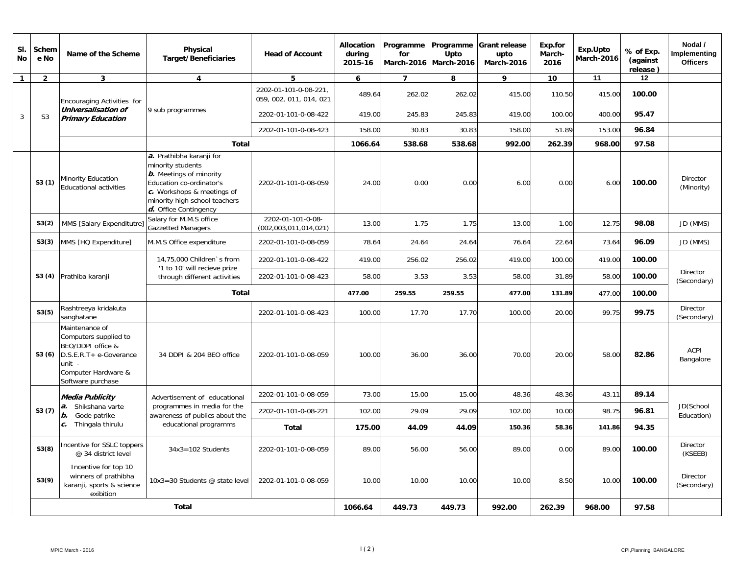| Sl. No | Scheme No | Name of the Scheme | Physical Target/Beneficiaries | Head of Account | Allocation during 2015-16 | Programme for March-2016 | Programme Upto March-2016 | Grant release upto March-2016 | Exp.for March-2016 | Exp.Upto March-2016 | % of Exp. (against release ) | Nodal / Implementing Officers |
|---|---|---|---|---|---|---|---|---|---|---|---|---|
| 1 | 2 | 3 | 4 | 5 | 6 | 7 | 8 | 9 | 10 | 11 | 12 | |
| 3 | S3 | Encouraging Activities for ***Universalisation of Primary Education*** | 9 sub programmes | 2202-01-101-0-08-221, 059, 002, 011, 014, 021 | 489.64 | 262.02 | 262.02 | 415.00 | 110.50 | 415.00 | **100.00** | |
| | | | | 2202-01-101-0-08-422 | 419.00 | 245.83 | 245.83 | 419.00 | 100.00 | 400.00 | **95.47** | |
| | | | | 2202-01-101-0-08-423 | 158.00 | 30.83 | 30.83 | 158.00 | 51.89 | 153.00 | **96.84** | |
| | | | **Total** | | **1066.64** | **538.68** | **538.68** | **992.00** | **262.39** | **968.00** | **97.58** | |
| | **S3 (1)** | Minority Education Educational activities | ***a.*** Prathibha karanji for minority students ***b.*** Meetings of minority Education co-ordinator's ***c.*** Workshops & meetings of minority high school teachers ***d.*** Office Contingency | 2202-01-101-0-08-059 | 24.00 | 0.00 | 0.00 | 6.00 | 0.00 | 6.00 | **100.00** | Director (Minority) |
| | **S3(2)** | MMS [Salary Expenditutre] | Salary for M.M.S office Gazzetted Managers | 2202-01-101-0-08-(002,003,011,014,021) | 13.00 | 1.75 | 1.75 | 13.00 | 1.00 | 12.75 | **98.08** | JD (MMS) |
| | **S3(3)** | MMS [HQ Expenditure] | M.M.S Office expenditure | 2202-01-101-0-08-059 | 78.64 | 24.64 | 24.64 | 76.64 | 22.64 | 73.64 | **96.09** | JD (MMS) |
| | **S3 (4)** | Prathiba karanji | 14,75,000 Children`s from '1 to 10' will recieve prize through different activities | 2202-01-101-0-08-422 | 419.00 | 256.02 | 256.02 | 419.00 | 100.00 | 419.00 | **100.00** | Director (Secondary) |
| | | | | 2202-01-101-0-08-423 | 58.00 | 3.53 | 3.53 | 58.00 | 31.89 | 58.00 | **100.00** | |
| | | | **Total** | | **477.00** | **259.55** | **259.55** | **477.00** | **131.89** | 477.00 | **100.00** | |
| | **S3(5)** | Rashtreeya kridakuta sanghatane | | 2202-01-101-0-08-423 | 100.00 | 17.70 | 17.70 | 100.00 | 20.00 | 99.75 | **99.75** | Director (Secondary) |
| | **S3 (6)** | Maintenance of Computers supplied to BEO/DDPI office & D.S.E.R.T+ e-Goverance unit - Computer Hardware & Software purchase | 34 DDPI & 204 BEO office | 2202-01-101-0-08-059 | 100.00 | 36.00 | 36.00 | 70.00 | 20.00 | 58.00 | **82.86** | ACPI Bangalore |
| | **S3 (7)** | ***Media Publicity*** ***a.*** Shikshana varte ***b.*** Gode patrike ***c.*** Thingala thirulu | Advertisement of educational programmes in media for the awareness of publics about the educational programms | 2202-01-101-0-08-059 | 73.00 | 15.00 | 15.00 | 48.36 | 48.36 | 43.11 | **89.14** | JD(School Education) |
| | | | | 2202-01-101-0-08-221 | 102.00 | 29.09 | 29.09 | 102.00 | 10.00 | 98.75 | **96.81** | |
| | | | | **Total** | **175.00** | **44.09** | **44.09** | **150.36** | **58.36** | **141.86** | **94.35** | |
| | **S3(8)** | Incentive for SSLC toppers @ 34 district level | 34x3=102 Students | 2202-01-101-0-08-059 | 89.00 | 56.00 | 56.00 | 89.00 | 0.00 | 89.00 | **100.00** | Director (KSEEB) |
| | **S3(9)** | Incentive for top 10 winners of prathibha karanji, sports & science exibition | 10x3=30 Students @ state level | 2202-01-101-0-08-059 | 10.00 | 10.00 | 10.00 | 10.00 | 8.50 | 10.00 | **100.00** | Director (Secondary) |
| | **Total** | | | | **1066.64** | **449.73** | **449.73** | **992.00** | **262.39** | **968.00** | **97.58** | |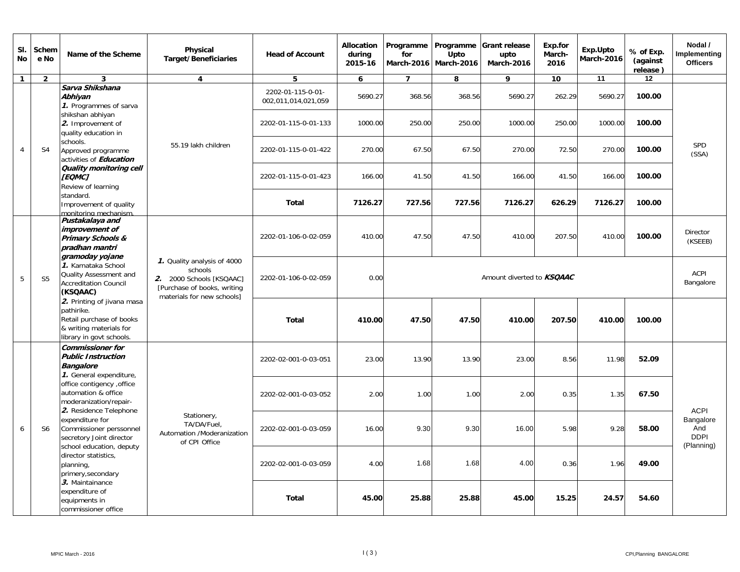| Sl. No | Scheme No | Name of the Scheme | Physical Target/ Beneficiaries | Head of Account | Allocation during 2015-16 | Programme for March-2016 | Programme Upto March-2016 | Grant release upto March-2016 | Exp.for March-2016 | Exp.Upto March-2016 | % of Exp. (against release ) | Nodal / Implementing Officers |
|---|---|---|---|---|---|---|---|---|---|---|---|---|
| 1 | 2 | 3 | 4 | 5 | 6 | 7 | 8 | 9 | 10 | 11 | 12 | |
| 4 | S4 | ***Sarva Shikshana Abhiyan*** ***1.*** Programmes of sarva shikshan abhiyan ***2.*** Improvement of quality education in schools. Approved programme activities of ***Education Quality monitoring cell [EQMC]*** Review of learning standard. Improvement of quality monitoring mechanism. | 55.19 lakh children | 2202-01-115-0-01-002,011,014,021,059 | 5690.27 | 368.56 | 368.56 | 5690.27 | 262.29 | 5690.27 | **100.00** | SPD (SSA) |
| | | | | 2202-01-115-0-01-133 | 1000.00 | 250.00 | 250.00 | 1000.00 | 250.00 | 1000.00 | **100.00** | |
| | | | | 2202-01-115-0-01-422 | 270.00 | 67.50 | 67.50 | 270.00 | 72.50 | 270.00 | **100.00** | |
| | | | | 2202-01-115-0-01-423 | 166.00 | 41.50 | 41.50 | 166.00 | 41.50 | 166.00 | **100.00** | |
| | | | | **Total** | **7126.27** | **727.56** | **727.56** | **7126.27** | **626.29** | **7126.27** | **100.00** | |
| 5 | S5 | ***Pustakalaya and improvement of Primary Schools & pradhan mantri gramoday yojane*** ***1.*** Karnataka School Quality Assessment and Accreditation Council **(KSQAAC)** ***2.*** Printing of jivana masa pathirike. Retail purchase of books & writing materials for library in govt schools. | ***1.*** Quality analysis of 4000 schools ***2.*** 2000 Schools [KSQAAC] [Purchase of books, writing materials for new schools] | 2202-01-106-0-02-059 | 410.00 | 47.50 | 47.50 | 410.00 | 207.50 | 410.00 | **100.00** | Director (KSEEB) |
| | | | | 2202-01-106-0-02-059 | 0.00 | Amount diverted to ***KSQAAC*** | | | | | | ACPI Bangalore |
| | | | | **Total** | **410.00** | **47.50** | **47.50** | **410.00** | **207.50** | **410.00** | **100.00** | |
| 6 | S6 | ***Commissioner for Public Instruction Bangalore*** ***1.*** General expenditure, office contigency ,office automation & office moderanization/repair- ***2.*** Residence Telephone expenditure for Commissioner perssonnel secretory Joint director school education, deputy director statistics, planning, primery,secondary ***3.*** Maintainance expenditure of equipments in commissioner office | Stationery, TA/DA/Fuel, Automation /Moderanization of CPI Office | 2202-02-001-0-03-051 | 23.00 | 13.90 | 13.90 | 23.00 | 8.56 | 11.98 | **52.09** | ACPI Bangalore And DDPI (Planning) |
| | | | | 2202-02-001-0-03-052 | 2.00 | 1.00 | 1.00 | 2.00 | 0.35 | 1.35 | **67.50** | |
| | | | | 2202-02-001-0-03-059 | 16.00 | 9.30 | 9.30 | 16.00 | 5.98 | 9.28 | **58.00** | |
| | | | | 2202-02-001-0-03-059 | 4.00 | 1.68 | 1.68 | 4.00 | 0.36 | 1.96 | **49.00** | |
| | | | | **Total** | **45.00** | **25.88** | **25.88** | **45.00** | **15.25** | **24.57** | **54.60** | |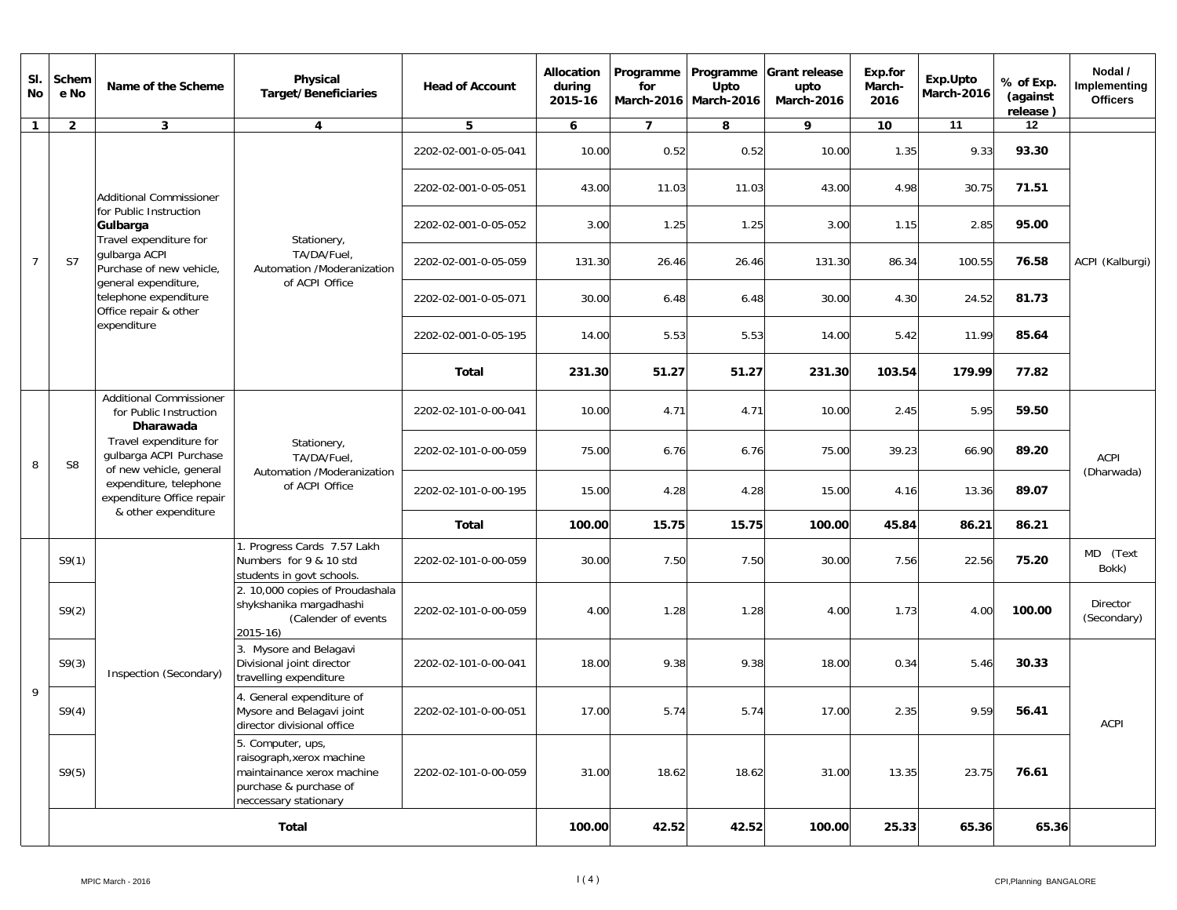| Sl. No | Scheme No | Name of the Scheme | Physical Target/Beneficiaries | Head of Account | Allocation during 2015-16 | Programme for March-2016 | Programme Upto March-2016 | Grant release upto March-2016 | Exp.for March-2016 | Exp.Upto March-2016 | % of Exp. (against release ) | Nodal / Implementing Officers |
|---|---|---|---|---|---|---|---|---|---|---|---|---|
| 1 | 2 | 3 | 4 | 5 | 6 | 7 | 8 | 9 | 10 | 11 | 12 | |
| 7 | S7 | Additional Commissioner for Public Instruction **Gulbarga** Travel expenditure for gulbarga ACPI Purchase of new vehicle, general expenditure, telephone expenditure Office repair & other expenditure | Stationery, TA/DA/Fuel, Automation /Moderanization of ACPI Office | 2202-02-001-0-05-041 | 10.00 | 0.52 | 0.52 | 10.00 | 1.35 | 9.33 | **93.30** | ACPI (Kalburgi) |
| | | | | 2202-02-001-0-05-051 | 43.00 | 11.03 | 11.03 | 43.00 | 4.98 | 30.75 | **71.51** | |
| | | | | 2202-02-001-0-05-052 | 3.00 | 1.25 | 1.25 | 3.00 | 1.15 | 2.85 | **95.00** | |
| | | | | 2202-02-001-0-05-059 | 131.30 | 26.46 | 26.46 | 131.30 | 86.34 | 100.55 | **76.58** | |
| | | | | 2202-02-001-0-05-071 | 30.00 | 6.48 | 6.48 | 30.00 | 4.30 | 24.52 | **81.73** | |
| | | | | 2202-02-001-0-05-195 | 14.00 | 5.53 | 5.53 | 14.00 | 5.42 | 11.99 | **85.64** | |
| | | | | **Total** | **231.30** | **51.27** | **51.27** | **231.30** | **103.54** | **179.99** | **77.82** | |
| 8 | S8 | Additional Commissioner for Public Instruction **Dharawada** Travel expenditure for gulbarga ACPI Purchase of new vehicle, general expenditure, telephone expenditure Office repair & other expenditure | Stationery, TA/DA/Fuel, Automation /Moderanization of ACPI Office | 2202-02-101-0-00-041 | 10.00 | 4.71 | 4.71 | 10.00 | 2.45 | 5.95 | **59.50** | ACPI (Dharwada) |
| | | | | 2202-02-101-0-00-059 | 75.00 | 6.76 | 6.76 | 75.00 | 39.23 | 66.90 | **89.20** | |
| | | | | 2202-02-101-0-00-195 | 15.00 | 4.28 | 4.28 | 15.00 | 4.16 | 13.36 | **89.07** | |
| | | | | **Total** | **100.00** | **15.75** | **15.75** | **100.00** | **45.84** | **86.21** | **86.21** | |
| 9 | S9(1) | Inspection (Secondary) | 1. Progress Cards 7.57 Lakh Numbers for 9 & 10 std students in govt schools. | 2202-02-101-0-00-059 | 30.00 | 7.50 | 7.50 | 30.00 | 7.56 | 22.56 | **75.20** | MD (Text Bokk) |
| | S9(2) | | 2. 10,000 copies of Proudashala shykshanika margadhashi (Calender of events 2015-16) | 2202-02-101-0-00-059 | 4.00 | 1.28 | 1.28 | 4.00 | 1.73 | 4.00 | **100.00** | Director (Secondary) |
| | S9(3) | | 3. Mysore and Belagavi Divisional joint director travelling expenditure | 2202-02-101-0-00-041 | 18.00 | 9.38 | 9.38 | 18.00 | 0.34 | 5.46 | **30.33** | ACPI |
| | S9(4) | | 4. General expenditure of Mysore and Belagavi joint director divisional office | 2202-02-101-0-00-051 | 17.00 | 5.74 | 5.74 | 17.00 | 2.35 | 9.59 | **56.41** | |
| | S9(5) | | 5. Computer, ups, raisograph,xerox machine maintainance xerox machine purchase & purchase of neccessary stationary | 2202-02-101-0-00-059 | 31.00 | 18.62 | 18.62 | 31.00 | 13.35 | 23.75 | **76.61** | |
| | | | **Total** | | **100.00** | **42.52** | **42.52** | **100.00** | **25.33** | **65.36** | **65.36** | |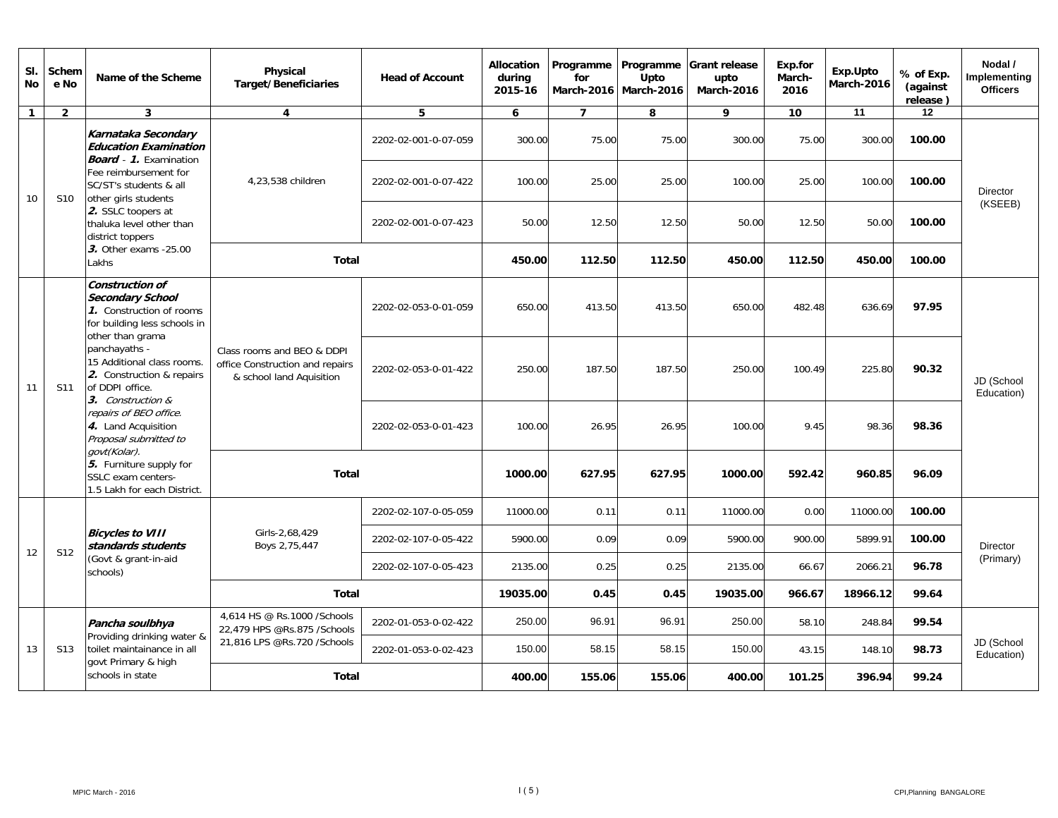| Sl. No | Scheme No | Name of the Scheme | Physical Target/Beneficiaries | Head of Account | Allocation during 2015-16 | Programme for March-2016 | Programme Upto March-2016 | Grant release upto March-2016 | Exp.for March-2016 | Exp.Upto March-2016 | % of Exp. (against release) | Nodal / Implementing Officers |
|---|---|---|---|---|---|---|---|---|---|---|---|---|
| 1 | 2 | 3 | 4 | 5 | 6 | 7 | 8 | 9 | 10 | 11 | 12 | |
| 10 | S10 | ***Karnataka Secondary Education Examination Board*** - ***1.*** Examination Fee reimbursement for SC/ST's students & all other girls students ***2.*** SSLC toopers at thaluka level other than district toppers ***3.*** Other exams -25.00 Lakhs | 4,23,538 children | 2202-02-001-0-07-059 | 300.00 | 75.00 | 75.00 | 300.00 | 75.00 | 300.00 | **100.00** | Director (KSEEB) |
| | | | | 2202-02-001-0-07-422 | 100.00 | 25.00 | 25.00 | 100.00 | 25.00 | 100.00 | **100.00** | |
| | | | | 2202-02-001-0-07-423 | 50.00 | 12.50 | 12.50 | 50.00 | 12.50 | 50.00 | **100.00** | |
| | | | **Total** | | **450.00** | **112.50** | **112.50** | **450.00** | **112.50** | **450.00** | **100.00** | |
| 11 | S11 | ***Construction of Secondary School*** ***1.*** Construction of rooms for building less schools in other than grama panchayaths - 15 Additional class rooms. ***2.*** Construction & repairs of DDPI office. ***3.*** *Construction & repairs of BEO office.* ***4.*** Land Acquisition *Proposal submitted to govt(Kolar).* ***5.*** Furniture supply for SSLC exam centers- 1.5 Lakh for each District. | Class rooms and BEO & DDPI office Construction and repairs & school land Aquisition | 2202-02-053-0-01-059 | 650.00 | 413.50 | 413.50 | 650.00 | 482.48 | 636.69 | **97.95** | JD (School Education) |
| | | | | 2202-02-053-0-01-422 | 250.00 | 187.50 | 187.50 | 250.00 | 100.49 | 225.80 | **90.32** | |
| | | | | 2202-02-053-0-01-423 | 100.00 | 26.95 | 26.95 | 100.00 | 9.45 | 98.36 | **98.36** | |
| | | | **Total** | | **1000.00** | **627.95** | **627.95** | **1000.00** | **592.42** | **960.85** | **96.09** | |
| 12 | S12 | ***Bicycles to VIII standards students*** (Govt & grant-in-aid schools) | Girls-2,68,429 Boys 2,75,447 | 2202-02-107-0-05-059 | 11000.00 | 0.11 | 0.11 | 11000.00 | 0.00 | 11000.00 | **100.00** | Director (Primary) |
| | | | | 2202-02-107-0-05-422 | 5900.00 | 0.09 | 0.09 | 5900.00 | 900.00 | 5899.91 | **100.00** | |
| | | | | 2202-02-107-0-05-423 | 2135.00 | 0.25 | 0.25 | 2135.00 | 66.67 | 2066.21 | **96.78** | |
| | | | **Total** | | **19035.00** | **0.45** | **0.45** | **19035.00** | **966.67** | **18966.12** | **99.64** | |
| 13 | S13 | ***Pancha soulbhya*** Providing drinking water & toilet maintainance in all govt Primary & high schools in state | 4,614 HS @ Rs.1000 /Schools 22,479 HPS @Rs.875 /Schools 21,816 LPS @Rs.720 /Schools | 2202-01-053-0-02-422 | 250.00 | 96.91 | 96.91 | 250.00 | 58.10 | 248.84 | **99.54** | JD (School Education) |
| | | | | 2202-01-053-0-02-423 | 150.00 | 58.15 | 58.15 | 150.00 | 43.15 | 148.10 | **98.73** | |
| | | | **Total** | | **400.00** | **155.06** | **155.06** | **400.00** | **101.25** | **396.94** | **99.24** | |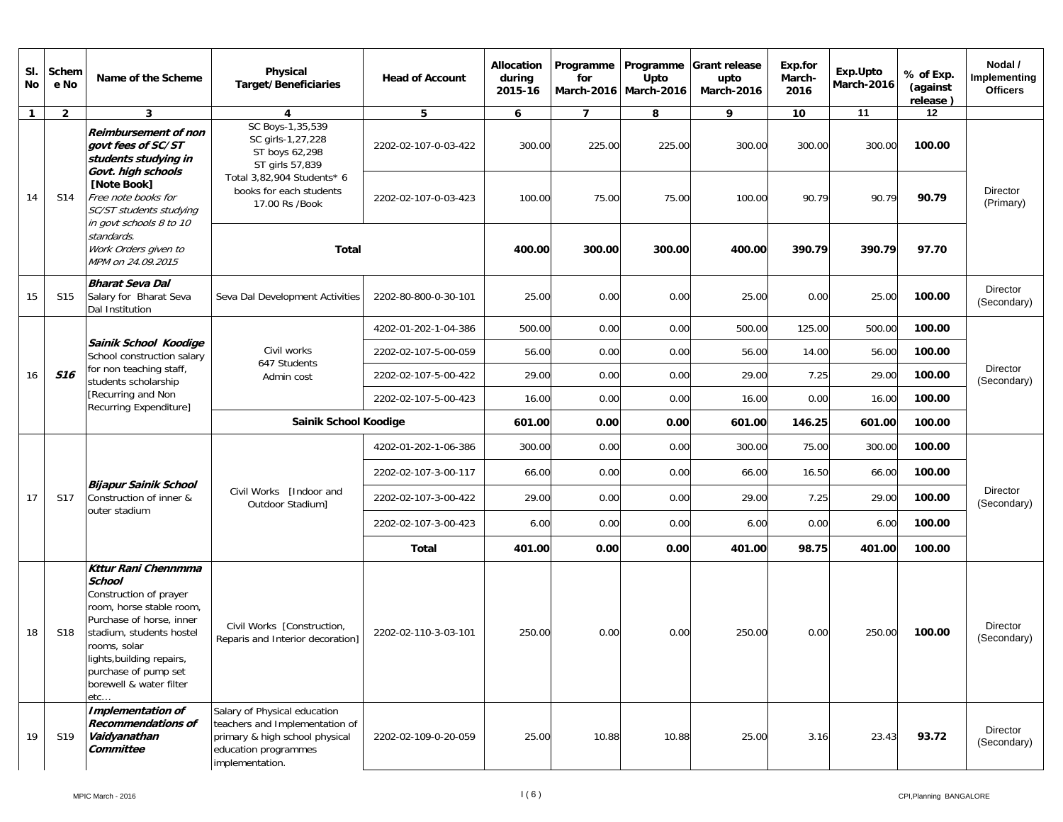| Sl. No | Scheme No | Name of the Scheme | Physical Target/Beneficiaries | Head of Account | Allocation during 2015-16 | Programme for March-2016 | Programme Upto March-2016 | Grant release upto March-2016 | Exp.for March-2016 | Exp.Upto March-2016 | % of Exp. (against release ) | Nodal / Implementing Officers |
|---|---|---|---|---|---|---|---|---|---|---|---|---|
| 1 | 2 | 3 | 4 | 5 | 6 | 7 | 8 | 9 | 10 | 11 | 12 | |
| 14 | S14 | ***Reimbursement of non govt fees of SC/ST students studying in Govt. high schools*** | SC Boys-1,35,539 SC girls-1,27,228 ST boys 62,298 ST girls 57,839 | 2202-02-107-0-03-422 | 300.00 | 225.00 | 225.00 | 300.00 | 300.00 | 300.00 | **100.00** | Director (Primary) |
| | | **[Note Book]** *Free note books for SC/ST students studying in govt schools 8 to 10 standards. Work Orders given to MPM on 24.09.2015* | Total 3,82,904 Students* 6 books for each students 17.00 Rs /Book | 2202-02-107-0-03-423 | 100.00 | 75.00 | 75.00 | 100.00 | 90.79 | 90.79 | **90.79** | |
| | | | **Total** | | **400.00** | **300.00** | **300.00** | **400.00** | **390.79** | **390.79** | **97.70** | |
| 15 | S15 | ***Bharat Seva Dal*** Salary for Bharat Seva Dal Institution | Seva Dal Development Activities | 2202-80-800-0-30-101 | 25.00 | 0.00 | 0.00 | 25.00 | 0.00 | 25.00 | **100.00** | Director (Secondary) |
| 16 | ***S16*** | ***Sainik School Koodige*** School construction salary for non teaching staff, students scholarship [Recurring and Non Recurring Expenditure] | Civil works 647 Students Admin cost | 4202-01-202-1-04-386 | 500.00 | 0.00 | 0.00 | 500.00 | 125.00 | 500.00 | **100.00** | Director (Secondary) |
| | | | | 2202-02-107-5-00-059 | 56.00 | 0.00 | 0.00 | 56.00 | 14.00 | 56.00 | **100.00** | |
| | | | | 2202-02-107-5-00-422 | 29.00 | 0.00 | 0.00 | 29.00 | 7.25 | 29.00 | **100.00** | |
| | | | | 2202-02-107-5-00-423 | 16.00 | 0.00 | 0.00 | 16.00 | 0.00 | 16.00 | **100.00** | |
| | | | **Sainik School Koodige** | | **601.00** | **0.00** | **0.00** | **601.00** | **146.25** | **601.00** | **100.00** | |
| 17 | S17 | ***Bijapur Sainik School*** Construction of inner & outer stadium | Civil Works [Indoor and Outdoor Stadium] | 4202-01-202-1-06-386 | 300.00 | 0.00 | 0.00 | 300.00 | 75.00 | 300.00 | **100.00** | Director (Secondary) |
| | | | | 2202-02-107-3-00-117 | 66.00 | 0.00 | 0.00 | 66.00 | 16.50 | 66.00 | **100.00** | |
| | | | | 2202-02-107-3-00-422 | 29.00 | 0.00 | 0.00 | 29.00 | 7.25 | 29.00 | **100.00** | |
| | | | | 2202-02-107-3-00-423 | 6.00 | 0.00 | 0.00 | 6.00 | 0.00 | 6.00 | **100.00** | |
| | | | | **Total** | **401.00** | **0.00** | **0.00** | **401.00** | **98.75** | **401.00** | **100.00** | |
| 18 | S18 | ***Kttur Rani Chennmma School*** Construction of prayer room, horse stable room, Purchase of horse, inner stadium, students hostel rooms, solar lights,building repairs, purchase of pump set borewell & water filter etc… | Civil Works [Construction, Reparis and Interior decoration] | 2202-02-110-3-03-101 | 250.00 | 0.00 | 0.00 | 250.00 | 0.00 | 250.00 | **100.00** | Director (Secondary) |
| 19 | S19 | ***Implementation of Recommendations of Vaidyanathan Committee*** | Salary of Physical education teachers and Implementation of primary & high school physical education programmes implementation. | 2202-02-109-0-20-059 | 25.00 | 10.88 | 10.88 | 25.00 | 3.16 | 23.43 | **93.72** | Director (Secondary) |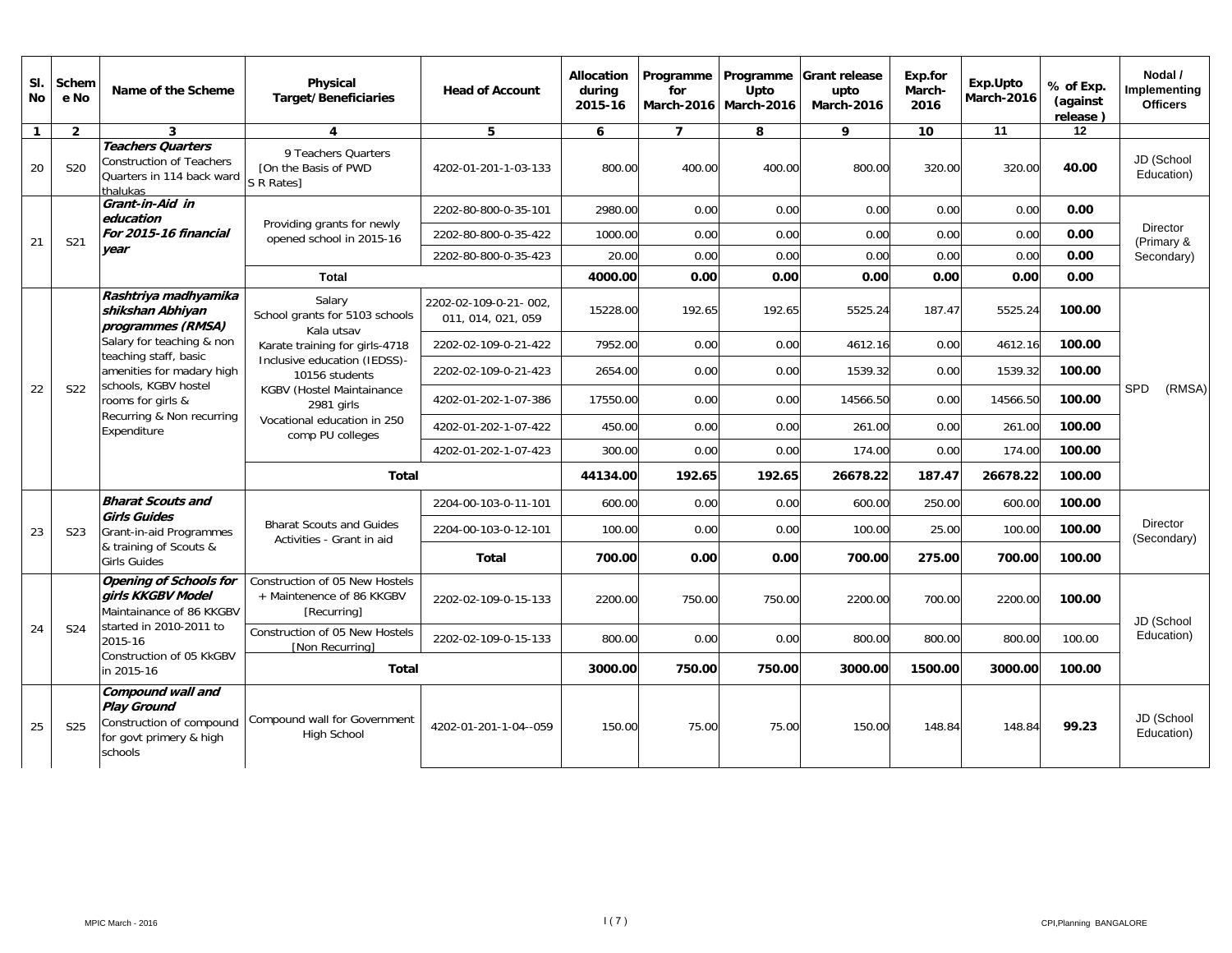| Sl. No | Scheme No | Name of the Scheme | Physical Target/Beneficiaries | Head of Account | Allocation during 2015-16 | Programme for March-2016 | Programme Upto March-2016 | Grant release upto March-2016 | Exp.for March-2016 | Exp.Upto March-2016 | % of Exp. (against release ) | Nodal / Implementing Officers |
|---|---|---|---|---|---|---|---|---|---|---|---|---|
| 1 | 2 | 3 | 4 | 5 | 6 | 7 | 8 | 9 | 10 | 11 | 12 | |
| 20 | S20 | ***Teachers Quarters*** Construction of Teachers Quarters in 114 back ward thalukas | 9 Teachers Quarters [On the Basis of PWD S R Rates] | 4202-01-201-1-03-133 | 800.00 | 400.00 | 400.00 | 800.00 | 320.00 | 320.00 | **40.00** | JD (School Education) |
| 21 | S21 | ***Grant-in-Aid in education For 2015-16 financial year*** | Providing grants for newly opened school in 2015-16 | 2202-80-800-0-35-101 | 2980.00 | 0.00 | 0.00 | 0.00 | 0.00 | 0.00 | **0.00** | Director (Primary & Secondary) |
| | | | | 2202-80-800-0-35-422 | 1000.00 | 0.00 | 0.00 | 0.00 | 0.00 | 0.00 | **0.00** | |
| | | | | 2202-80-800-0-35-423 | 20.00 | 0.00 | 0.00 | 0.00 | 0.00 | 0.00 | **0.00** | |
| | | | **Total** | | **4000.00** | **0.00** | **0.00** | **0.00** | **0.00** | **0.00** | **0.00** | |
| 22 | S22 | ***Rashtriya madhyamika shikshan Abhiyan programmes (RMSA)*** Salary for teaching & non teaching staff, basic amenities for madary high schools, KGBV hostel rooms for girls & Recurring & Non recurring Expenditure | Salary School grants for 5103 schools Kala utsav | 2202-02-109-0-21- 002, 011, 014, 021, 059 | 15228.00 | 192.65 | 192.65 | 5525.24 | 187.47 | 5525.24 | **100.00** | SPD (RMSA) |
| | | | Karate training for girls-4718 | 2202-02-109-0-21-422 | 7952.00 | 0.00 | 0.00 | 4612.16 | 0.00 | 4612.16 | **100.00** | |
| | | | Inclusive education (IEDSS)- 10156 students | 2202-02-109-0-21-423 | 2654.00 | 0.00 | 0.00 | 1539.32 | 0.00 | 1539.32 | **100.00** | |
| | | | KGBV (Hostel Maintainance 2981 girls | 4202-01-202-1-07-386 | 17550.00 | 0.00 | 0.00 | 14566.50 | 0.00 | 14566.50 | **100.00** | |
| | | | Vocational education in 250 comp PU colleges | 4202-01-202-1-07-422 | 450.00 | 0.00 | 0.00 | 261.00 | 0.00 | 261.00 | **100.00** | |
| | | | | 4202-01-202-1-07-423 | 300.00 | 0.00 | 0.00 | 174.00 | 0.00 | 174.00 | **100.00** | |
| | | | **Total** | | **44134.00** | **192.65** | **192.65** | **26678.22** | **187.47** | **26678.22** | **100.00** | |
| 23 | S23 | ***Bharat Scouts and Girls Guides*** Grant-in-aid Programmes & training of Scouts & Girls Guides | Bharat Scouts and Guides Activities - Grant in aid | 2204-00-103-0-11-101 | 600.00 | 0.00 | 0.00 | 600.00 | 250.00 | 600.00 | **100.00** | Director (Secondary) |
| | | | | 2204-00-103-0-12-101 | 100.00 | 0.00 | 0.00 | 100.00 | 25.00 | 100.00 | **100.00** | |
| | | | | **Total** | **700.00** | **0.00** | **0.00** | **700.00** | **275.00** | **700.00** | **100.00** | |
| 24 | S24 | ***Opening of Schools for girls KKGBV Model*** Maintainance of 86 KKGBV started in 2010-2011 to 2015-16 Construction of 05 KkGBV in 2015-16 | Construction of 05 New Hostels + Maintenence of 86 KKGBV [Recurring] | 2202-02-109-0-15-133 | 2200.00 | 750.00 | 750.00 | 2200.00 | 700.00 | 2200.00 | **100.00** | JD (School Education) |
| | | | Construction of 05 New Hostels [Non Recurring] | 2202-02-109-0-15-133 | 800.00 | 0.00 | 0.00 | 800.00 | 800.00 | 800.00 | 100.00 | |
| | | | **Total** | | **3000.00** | **750.00** | **750.00** | **3000.00** | **1500.00** | **3000.00** | **100.00** | |
| 25 | S25 | ***Compound wall and Play Ground*** Construction of compound for govt primery & high schools | Compound wall for Government High School | 4202-01-201-1-04--059 | 150.00 | 75.00 | 75.00 | 150.00 | 148.84 | 148.84 | **99.23** | JD (School Education) |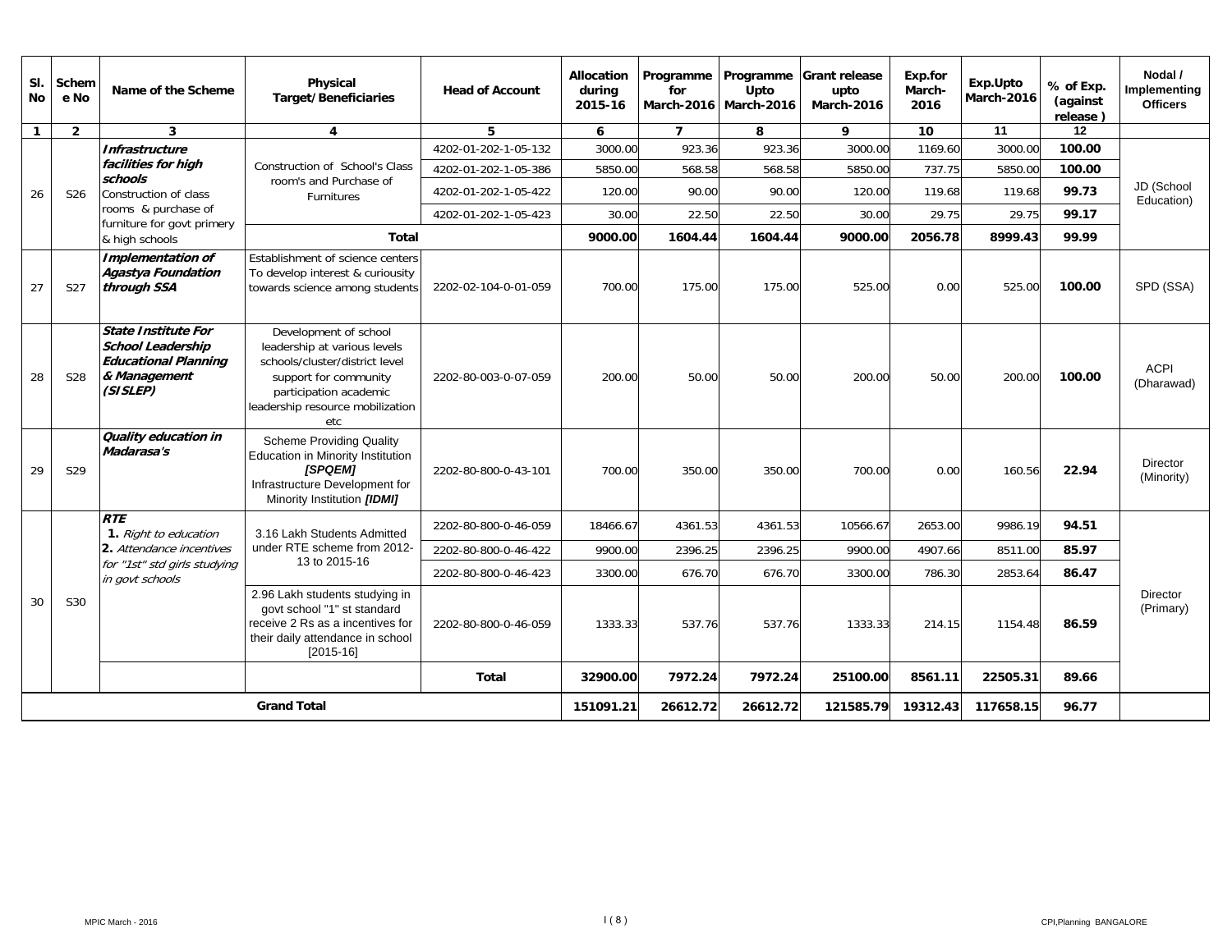| Sl. No | Scheme No | Name of the Scheme | Physical Target/Beneficiaries | Head of Account | Allocation during 2015-16 | Programme for March-2016 | Programme Upto March-2016 | Grant release upto March-2016 | Exp.for March-2016 | Exp.Upto March-2016 | % of Exp. (against release ) | Nodal / Implementing Officers |
|---|---|---|---|---|---|---|---|---|---|---|---|---|
| 1 | 2 | 3 | 4 | 5 | 6 | 7 | 8 | 9 | 10 | 11 | 12 | |
| 26 | S26 | ***Infrastructure facilities for high schools*** Construction of class rooms & purchase of furniture for govt primery & high schools | Construction of School's Class room's and Purchase of Furnitures | 4202-01-202-1-05-132 | 3000.00 | 923.36 | 923.36 | 3000.00 | 1169.60 | 3000.00 | **100.00** | JD (School Education) |
| | | | | 4202-01-202-1-05-386 | 5850.00 | 568.58 | 568.58 | 5850.00 | 737.75 | 5850.00 | **100.00** | |
| | | | | 4202-01-202-1-05-422 | 120.00 | 90.00 | 90.00 | 120.00 | 119.68 | 119.68 | **99.73** | |
| | | | | 4202-01-202-1-05-423 | 30.00 | 22.50 | 22.50 | 30.00 | 29.75 | 29.75 | **99.17** | |
| | | | **Total** | | **9000.00** | **1604.44** | **1604.44** | **9000.00** | **2056.78** | **8999.43** | **99.99** | |
| 27 | S27 | ***Implementation of Agastya Foundation through SSA*** | Establishment of science centers To develop interest & curiousity towards science among students | 2202-02-104-0-01-059 | 700.00 | 175.00 | 175.00 | 525.00 | 0.00 | 525.00 | **100.00** | SPD (SSA) |
| 28 | S28 | ***State Institute For School Leadership Educational Planning & Management (SISLEP)*** | Development of school leadership at various levels schools/cluster/district level support for community participation academic leadership resource mobilization etc | 2202-80-003-0-07-059 | 200.00 | 50.00 | 50.00 | 200.00 | 50.00 | 200.00 | **100.00** | ACPI (Dharawad) |
| 29 | S29 | ***Quality education in Madarasa's*** | Scheme Providing Quality Education in Minority Institution ***[SPQEM]*** Infrastructure Development for Minority Institution ***[IDMI]*** | 2202-80-800-0-43-101 | 700.00 | 350.00 | 350.00 | 700.00 | 0.00 | 160.56 | **22.94** | Director (Minority) |
| 30 | S30 | ***RTE*** **1.** *Right to education* **2.** *Attendance incentives for "1st" std girls studying in govt schools* | 3.16 Lakh Students Admitted under RTE scheme from 2012-13 to 2015-16 | 2202-80-800-0-46-059 | 18466.67 | 4361.53 | 4361.53 | 10566.67 | 2653.00 | 9986.19 | **94.51** | Director (Primary) |
| | | | | 2202-80-800-0-46-422 | 9900.00 | 2396.25 | 2396.25 | 9900.00 | 4907.66 | 8511.00 | **85.97** | |
| | | | | 2202-80-800-0-46-423 | 3300.00 | 676.70 | 676.70 | 3300.00 | 786.30 | 2853.64 | **86.47** | |
| | | | 2.96 Lakh students studying in govt school "1" st standard receive 2 Rs as a incentives for their daily attendance in school [2015-16] | 2202-80-800-0-46-059 | 1333.33 | 537.76 | 537.76 | 1333.33 | 214.15 | 1154.48 | **86.59** | |
| | | | | **Total** | **32900.00** | **7972.24** | **7972.24** | **25100.00** | **8561.11** | **22505.31** | **89.66** | |
| | | | **Grand Total** | | **151091.21** | **26612.72** | **26612.72** | **121585.79** | **19312.43** | **117658.15** | **96.77** | |

MPIC March - 2016 | I ( 8 ) | CPI,Planning BANGALORE